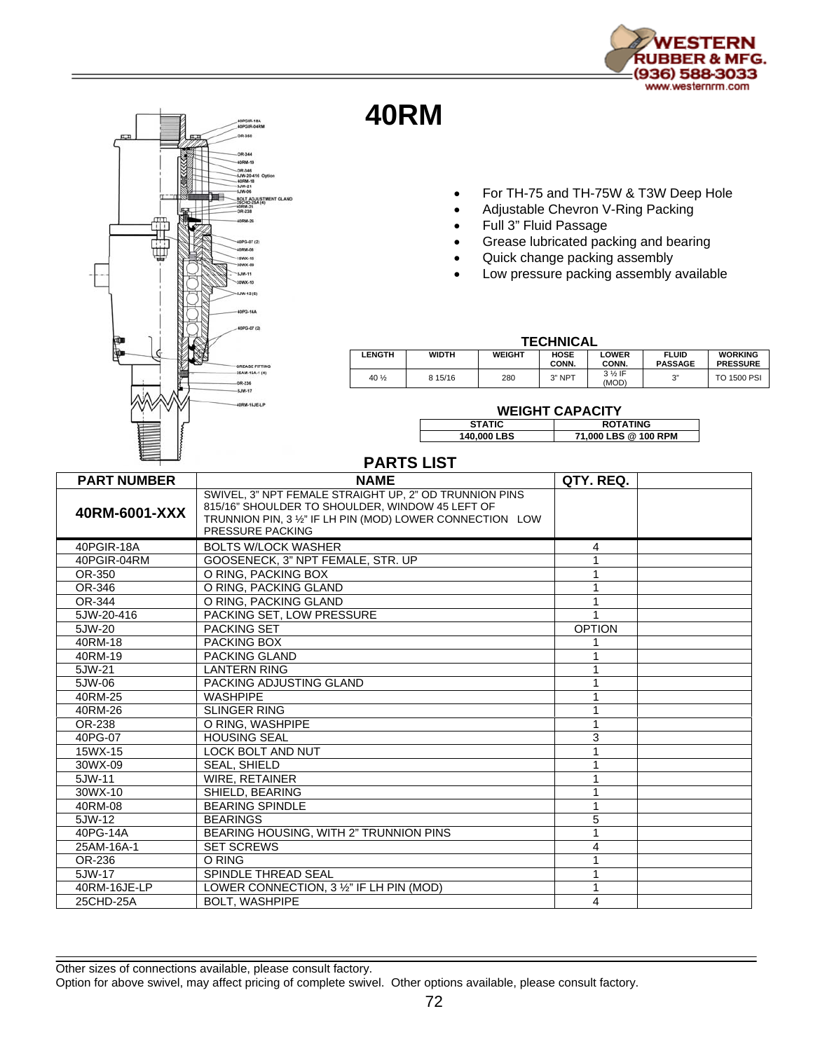# 40RM

- For TH-75 and TH-75W & T3W Deep Hole
- Adjustable Chevron V-Ring Packing
- Full 3" Fluid Passage
- Grease lubricated packing and bearing
- Quick change packing assembly
- Low pressure packing assembly available

### TECHNICAL

| LENGTH | WIDTH | WEIGHT | HOSE CONN. | LOWER CONN. | FLUID PASSAGE | WORKING PRESSURE |
|---|---|---|---|---|---|---|
| 40 ½ | 8 15/16 | 280 | 3" NPT | 3 ½ IF (MOD) | 3" | TO 1500 PSI |

### WEIGHT CAPACITY

| STATIC | ROTATING |
|---|---|
| 140,000 LBS | 71,000 LBS @ 100 RPM |

## PARTS LIST

| PART NUMBER | NAME | QTY. REQ. | |
|---|---|---|---|
| **40RM-6001-XXX** | SWIVEL, 3" NPT FEMALE STRAIGHT UP, 2" OD TRUNNION PINS 815/16" SHOULDER TO SHOULDER, WINDOW 45 LEFT OF TRUNNION PIN, 3 ½" IF LH PIN (MOD) LOWER CONNECTION LOW PRESSURE PACKING | | |
| 40PGIR-18A | BOLTS W/LOCK WASHER | 4 | |
| 40PGIR-04RM | GOOSENECK, 3" NPT FEMALE, STR. UP | 1 | |
| OR-350 | O RING, PACKING BOX | 1 | |
| OR-346 | O RING, PACKING GLAND | 1 | |
| OR-344 | O RING, PACKING GLAND | 1 | |
| 5JW-20-416 | PACKING SET, LOW PRESSURE | 1 | |
| 5JW-20 | PACKING SET | OPTION | |
| 40RM-18 | PACKING BOX | 1 | |
| 40RM-19 | PACKING GLAND | 1 | |
| 5JW-21 | LANTERN RING | 1 | |
| 5JW-06 | PACKING ADJUSTING GLAND | 1 | |
| 40RM-25 | WASHPIPE | 1 | |
| 40RM-26 | SLINGER RING | 1 | |
| OR-238 | O RING, WASHPIPE | 1 | |
| 40PG-07 | HOUSING SEAL | 3 | |
| 15WX-15 | LOCK BOLT AND NUT | 1 | |
| 30WX-09 | SEAL, SHIELD | 1 | |
| 5JW-11 | WIRE, RETAINER | 1 | |
| 30WX-10 | SHIELD, BEARING | 1 | |
| 40RM-08 | BEARING SPINDLE | 1 | |
| 5JW-12 | BEARINGS | 5 | |
| 40PG-14A | BEARING HOUSING, WITH 2" TRUNNION PINS | 1 | |
| 25AM-16A-1 | SET SCREWS | 4 | |
| OR-236 | O RING | 1 | |
| 5JW-17 | SPINDLE THREAD SEAL | 1 | |
| 40RM-16JE-LP | LOWER CONNECTION, 3 ½" IF LH PIN (MOD) | 1 | |
| 25CHD-25A | BOLT, WASHPIPE | 4 | |

Other sizes of connections available, please consult factory.
Option for above swivel, may affect pricing of complete swivel. Other options available, please consult factory.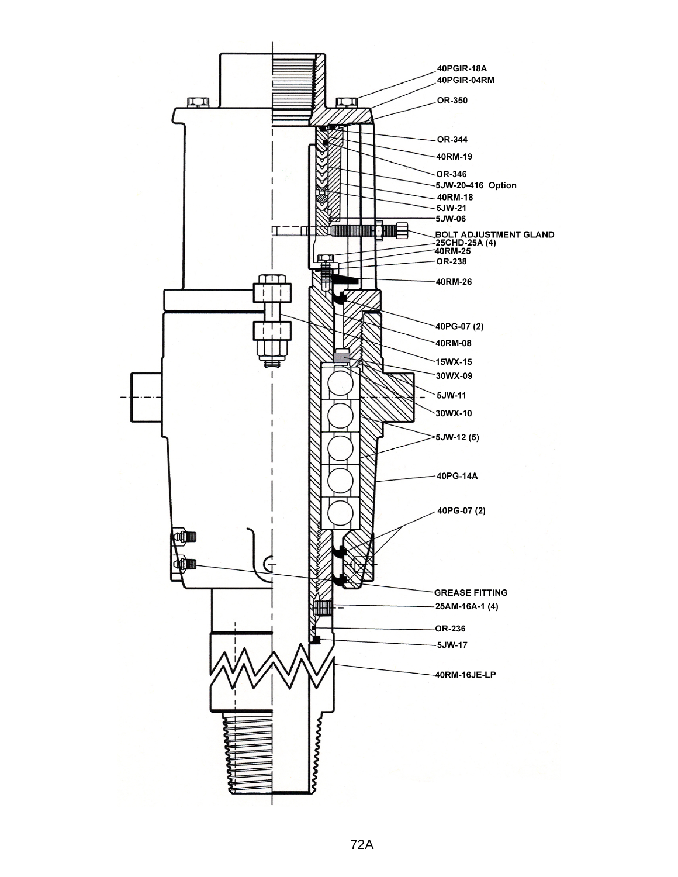40PGIR-18A

40PGIR-04RM

OR-350

OR-344

40RM-19

OR-346

5JW-20-416 Option

40RM-18

5JW-21

5JW-06

BOLT ADJUSTMENT GLAND

25CHD-25A (4)

40RM-25

OR-238

40RM-26

40PG-07 (2)

40RM-08

15WX-15

30WX-09

5JW-11

30WX-10

5JW-12 (5)

40PG-14A

40PG-07 (2)

GREASE FITTING

25AM-16A-1 (4)

OR-236

5JW-17

40RM-16JE-LP